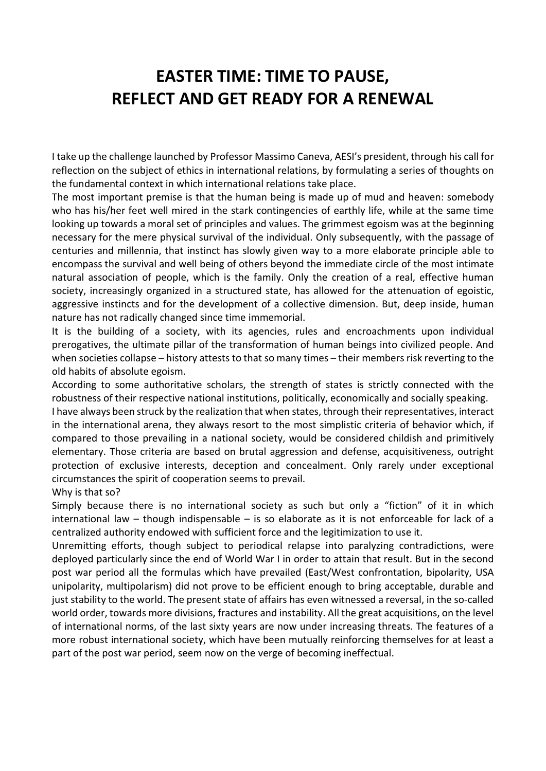# EASTER TIME: TIME TO PAUSE, REFLECT AND GET READY FOR A RENEWAL

I take up the challenge launched by Professor Massimo Caneva, AESI's president, through his call for reflection on the subject of ethics in international relations, by formulating a series of thoughts on the fundamental context in which international relations take place.

The most important premise is that the human being is made up of mud and heaven: somebody who has his/her feet well mired in the stark contingencies of earthly life, while at the same time looking up towards a moral set of principles and values. The grimmest egoism was at the beginning necessary for the mere physical survival of the individual. Only subsequently, with the passage of centuries and millennia, that instinct has slowly given way to a more elaborate principle able to encompass the survival and well being of others beyond the immediate circle of the most intimate natural association of people, which is the family. Only the creation of a real, effective human society, increasingly organized in a structured state, has allowed for the attenuation of egoistic, aggressive instincts and for the development of a collective dimension. But, deep inside, human nature has not radically changed since time immemorial.

It is the building of a society, with its agencies, rules and encroachments upon individual prerogatives, the ultimate pillar of the transformation of human beings into civilized people. And when societies collapse – history attests to that so many times – their members risk reverting to the old habits of absolute egoism.

According to some authoritative scholars, the strength of states is strictly connected with the robustness of their respective national institutions, politically, economically and socially speaking.

I have always been struck by the realization that when states, through their representatives, interact in the international arena, they always resort to the most simplistic criteria of behavior which, if compared to those prevailing in a national society, would be considered childish and primitively elementary. Those criteria are based on brutal aggression and defense, acquisitiveness, outright protection of exclusive interests, deception and concealment. Only rarely under exceptional circumstances the spirit of cooperation seems to prevail.

Why is that so?

Simply because there is no international society as such but only a "fiction" of it in which international law – though indispensable – is so elaborate as it is not enforceable for lack of a centralized authority endowed with sufficient force and the legitimization to use it.

Unremitting efforts, though subject to periodical relapse into paralyzing contradictions, were deployed particularly since the end of World War I in order to attain that result. But in the second post war period all the formulas which have prevailed (East/West confrontation, bipolarity, USA unipolarity, multipolarism) did not prove to be efficient enough to bring acceptable, durable and just stability to the world. The present state of affairs has even witnessed a reversal, in the so-called world order, towards more divisions, fractures and instability. All the great acquisitions, on the level of international norms, of the last sixty years are now under increasing threats. The features of a more robust international society, which have been mutually reinforcing themselves for at least a part of the post war period, seem now on the verge of becoming ineffectual.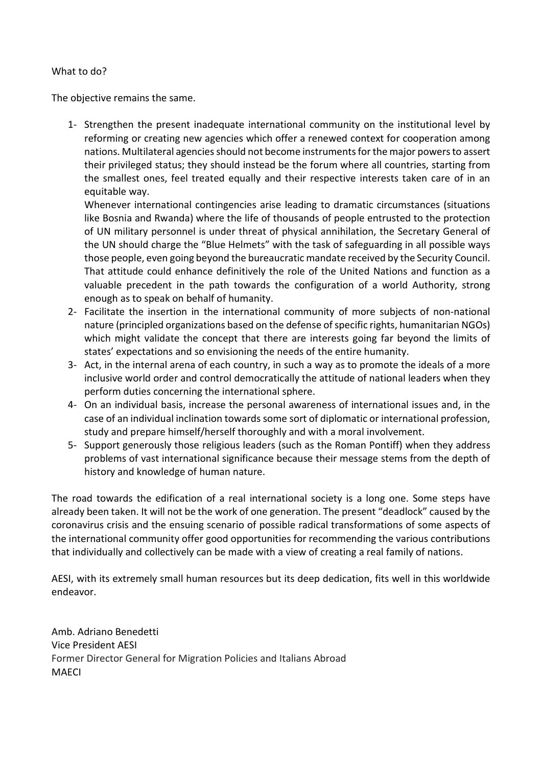What to do?

The objective remains the same.

1- Strengthen the present inadequate international community on the institutional level by reforming or creating new agencies which offer a renewed context for cooperation among nations. Multilateral agencies should not become instruments for the major powers to assert their privileged status; they should instead be the forum where all countries, starting from the smallest ones, feel treated equally and their respective interests taken care of in an equitable way.
   Whenever international contingencies arise leading to dramatic circumstances (situations like Bosnia and Rwanda) where the life of thousands of people entrusted to the protection of UN military personnel is under threat of physical annihilation, the Secretary General of the UN should charge the "Blue Helmets" with the task of safeguarding in all possible ways those people, even going beyond the bureaucratic mandate received by the Security Council. That attitude could enhance definitively the role of the United Nations and function as a valuable precedent in the path towards the configuration of a world Authority, strong enough as to speak on behalf of humanity.
2- Facilitate the insertion in the international community of more subjects of non-national nature (principled organizations based on the defense of specific rights, humanitarian NGOs) which might validate the concept that there are interests going far beyond the limits of states' expectations and so envisioning the needs of the entire humanity.
3- Act, in the internal arena of each country, in such a way as to promote the ideals of a more inclusive world order and control democratically the attitude of national leaders when they perform duties concerning the international sphere.
4- On an individual basis, increase the personal awareness of international issues and, in the case of an individual inclination towards some sort of diplomatic or international profession, study and prepare himself/herself thoroughly and with a moral involvement.
5- Support generously those religious leaders (such as the Roman Pontiff) when they address problems of vast international significance because their message stems from the depth of history and knowledge of human nature.

The road towards the edification of a real international society is a long one. Some steps have already been taken. It will not be the work of one generation. The present "deadlock" caused by the coronavirus crisis and the ensuing scenario of possible radical transformations of some aspects of the international community offer good opportunities for recommending the various contributions that individually and collectively can be made with a view of creating a real family of nations.

AESI, with its extremely small human resources but its deep dedication, fits well in this worldwide endeavor.

Amb. Adriano Benedetti
Vice President AESI
Former Director General for Migration Policies and Italians Abroad
MAECI